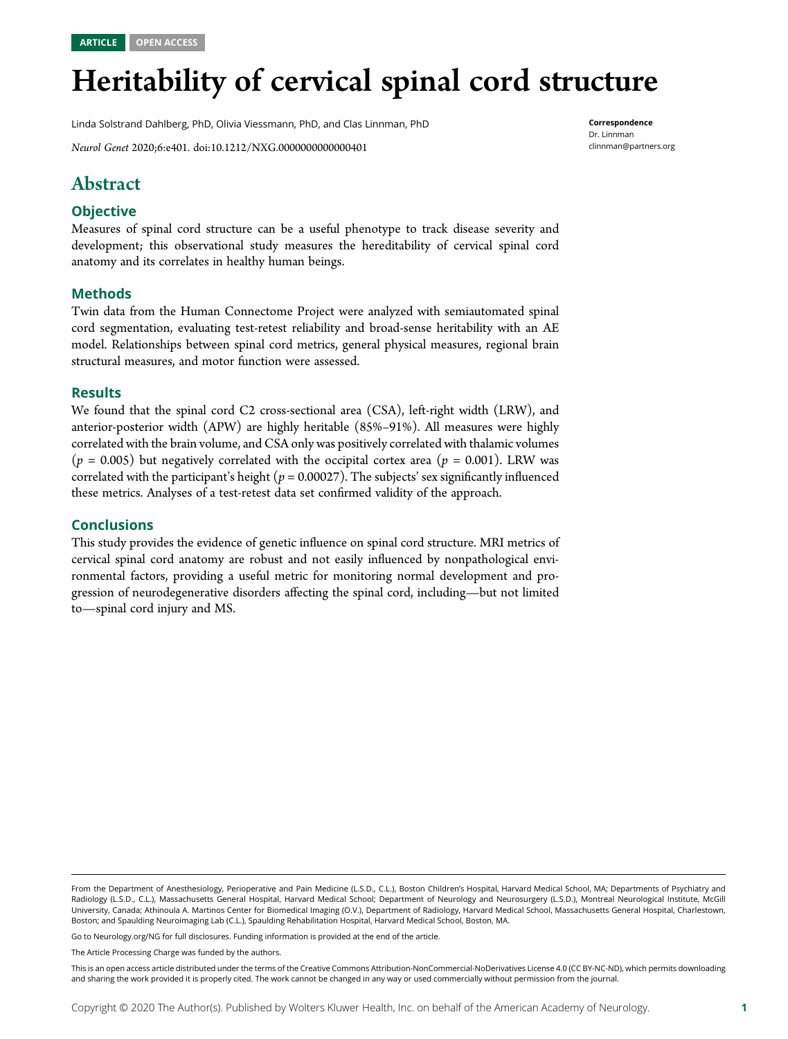ARTICLE OPEN ACCESS

# Heritability of cervical spinal cord structure

Linda Solstrand Dahlberg, PhD, Olivia Viessmann, PhD, and Clas Linnman, PhD

*Neurol Genet* 2020;6:e401. doi:10.1212/NXG.0000000000000401

**Correspondence**
Dr. Linnman
clinnman@partners.org

## Abstract

### Objective

Measures of spinal cord structure can be a useful phenotype to track disease severity and development; this observational study measures the hereditability of cervical spinal cord anatomy and its correlates in healthy human beings.

### Methods

Twin data from the Human Connectome Project were analyzed with semiautomated spinal cord segmentation, evaluating test-retest reliability and broad-sense heritability with an AE model. Relationships between spinal cord metrics, general physical measures, regional brain structural measures, and motor function were assessed.

### Results

We found that the spinal cord C2 cross-sectional area (CSA), left-right width (LRW), and anterior-posterior width (APW) are highly heritable (85%–91%). All measures were highly correlated with the brain volume, and CSA only was positively correlated with thalamic volumes ($p = 0.005$) but negatively correlated with the occipital cortex area ($p = 0.001$). LRW was correlated with the participant's height ($p = 0.00027$). The subjects' sex significantly influenced these metrics. Analyses of a test-retest data set confirmed validity of the approach.

### Conclusions

This study provides the evidence of genetic influence on spinal cord structure. MRI metrics of cervical spinal cord anatomy are robust and not easily influenced by nonpathological environmental factors, providing a useful metric for monitoring normal development and progression of neurodegenerative disorders affecting the spinal cord, including—but not limited to—spinal cord injury and MS.

From the Department of Anesthesiology, Perioperative and Pain Medicine (L.S.D., C.L.), Boston Children's Hospital, Harvard Medical School, MA; Departments of Psychiatry and Radiology (L.S.D., C.L.), Massachusetts General Hospital, Harvard Medical School; Department of Neurology and Neurosurgery (L.S.D.), Montreal Neurological Institute, McGill University, Canada; Athinoula A. Martinos Center for Biomedical Imaging (O.V.), Department of Radiology, Harvard Medical School, Massachusetts General Hospital, Charlestown, Boston; and Spaulding Neuroimaging Lab (C.L.), Spaulding Rehabilitation Hospital, Harvard Medical School, Boston, MA.

Go to Neurology.org/NG for full disclosures. Funding information is provided at the end of the article.

The Article Processing Charge was funded by the authors.

This is an open access article distributed under the terms of the Creative Commons Attribution-NonCommercial-NoDerivatives License 4.0 (CC BY-NC-ND), which permits downloading and sharing the work provided it is properly cited. The work cannot be changed in any way or used commercially without permission from the journal.

Copyright © 2020 The Author(s). Published by Wolters Kluwer Health, Inc. on behalf of the American Academy of Neurology.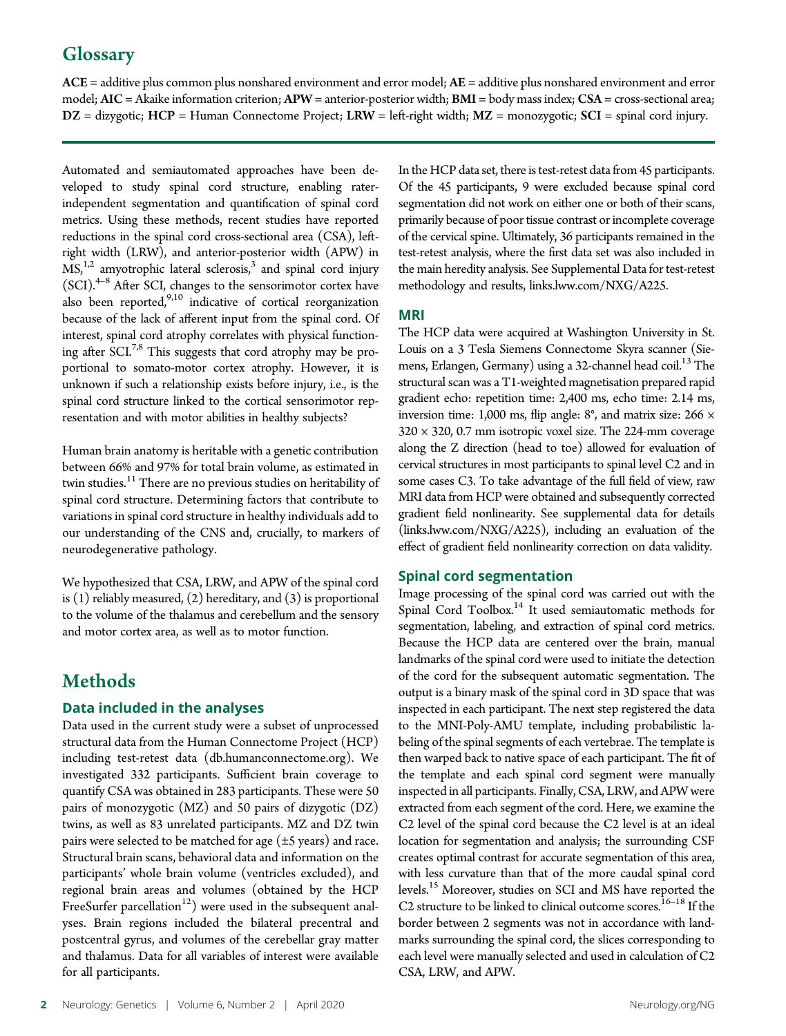## Glossary

**ACE** = additive plus common plus nonshared environment and error model; **AE** = additive plus nonshared environment and error model; **AIC** = Akaike information criterion; **APW** = anterior-posterior width; **BMI** = body mass index; **CSA** = cross-sectional area; **DZ** = dizygotic; **HCP** = Human Connectome Project; **LRW** = left-right width; **MZ** = monozygotic; **SCI** = spinal cord injury.

Automated and semiautomated approaches have been developed to study spinal cord structure, enabling rater-independent segmentation and quantification of spinal cord metrics. Using these methods, recent studies have reported reductions in the spinal cord cross-sectional area (CSA), left-right width (LRW), and anterior-posterior width (APW) in MS,[1,2] amyotrophic lateral sclerosis,[3] and spinal cord injury (SCI).[4–8] After SCI, changes to the sensorimotor cortex have also been reported,[9,10] indicative of cortical reorganization because of the lack of afferent input from the spinal cord. Of interest, spinal cord atrophy correlates with physical functioning after SCI.[7,8] This suggests that cord atrophy may be proportional to somato-motor cortex atrophy. However, it is unknown if such a relationship exists before injury, i.e., is the spinal cord structure linked to the cortical sensorimotor representation and with motor abilities in healthy subjects?

Human brain anatomy is heritable with a genetic contribution between 66% and 97% for total brain volume, as estimated in twin studies.[11] There are no previous studies on heritability of spinal cord structure. Determining factors that contribute to variations in spinal cord structure in healthy individuals add to our understanding of the CNS and, crucially, to markers of neurodegenerative pathology.

We hypothesized that CSA, LRW, and APW of the spinal cord is (1) reliably measured, (2) hereditary, and (3) is proportional to the volume of the thalamus and cerebellum and the sensory and motor cortex area, as well as to motor function.

# Methods

### Data included in the analyses

Data used in the current study were a subset of unprocessed structural data from the Human Connectome Project (HCP) including test-retest data (db.humanconnectome.org). We investigated 332 participants. Sufficient brain coverage to quantify CSA was obtained in 283 participants. These were 50 pairs of monozygotic (MZ) and 50 pairs of dizygotic (DZ) twins, as well as 83 unrelated participants. MZ and DZ twin pairs were selected to be matched for age (±5 years) and race. Structural brain scans, behavioral data and information on the participants' whole brain volume (ventricles excluded), and regional brain areas and volumes (obtained by the HCP FreeSurfer parcellation[12]) were used in the subsequent analyses. Brain regions included the bilateral precentral and postcentral gyrus, and volumes of the cerebellar gray matter and thalamus. Data for all variables of interest were available for all participants.

In the HCP data set, there is test-retest data from 45 participants. Of the 45 participants, 9 were excluded because spinal cord segmentation did not work on either one or both of their scans, primarily because of poor tissue contrast or incomplete coverage of the cervical spine. Ultimately, 36 participants remained in the test-retest analysis, where the first data set was also included in the main heredity analysis. See Supplemental Data for test-retest methodology and results, links.lww.com/NXG/A225.

### MRI

The HCP data were acquired at Washington University in St. Louis on a 3 Tesla Siemens Connectome Skyra scanner (Siemens, Erlangen, Germany) using a 32-channel head coil.[13] The structural scan was a T1-weighted magnetisation prepared rapid gradient echo: repetition time: 2,400 ms, echo time: 2.14 ms, inversion time: 1,000 ms, flip angle: 8°, and matrix size: 266 × 320 × 320, 0.7 mm isotropic voxel size. The 224-mm coverage along the Z direction (head to toe) allowed for evaluation of cervical structures in most participants to spinal level C2 and in some cases C3. To take advantage of the full field of view, raw MRI data from HCP were obtained and subsequently corrected gradient field nonlinearity. See supplemental data for details (links.lww.com/NXG/A225), including an evaluation of the effect of gradient field nonlinearity correction on data validity.

### Spinal cord segmentation

Image processing of the spinal cord was carried out with the Spinal Cord Toolbox.[14] It used semiautomatic methods for segmentation, labeling, and extraction of spinal cord metrics. Because the HCP data are centered over the brain, manual landmarks of the spinal cord were used to initiate the detection of the cord for the subsequent automatic segmentation. The output is a binary mask of the spinal cord in 3D space that was inspected in each participant. The next step registered the data to the MNI-Poly-AMU template, including probabilistic labeling of the spinal segments of each vertebrae. The template is then warped back to native space of each participant. The fit of the template and each spinal cord segment were manually inspected in all participants. Finally, CSA, LRW, and APW were extracted from each segment of the cord. Here, we examine the C2 level of the spinal cord because the C2 level is at an ideal location for segmentation and analysis; the surrounding CSF creates optimal contrast for accurate segmentation of this area, with less curvature than that of the more caudal spinal cord levels.[15] Moreover, studies on SCI and MS have reported the C2 structure to be linked to clinical outcome scores.[16–18] If the border between 2 segments was not in accordance with landmarks surrounding the spinal cord, the slices corresponding to each level were manually selected and used in calculation of C2 CSA, LRW, and APW.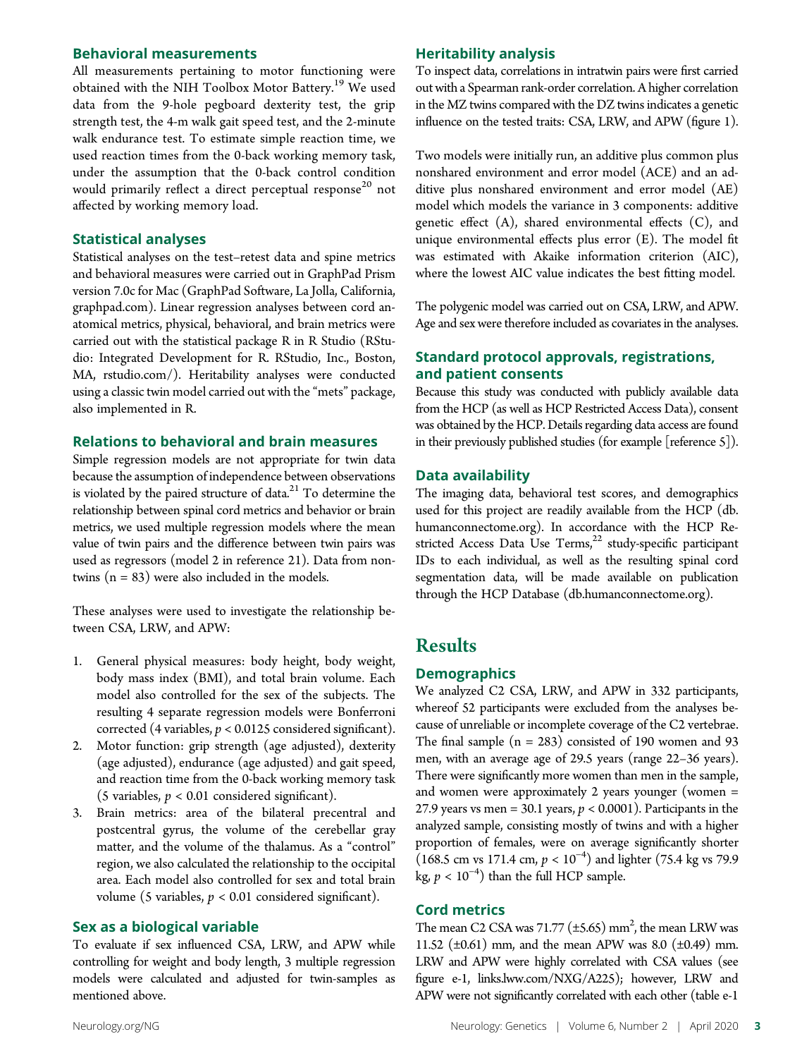### Behavioral measurements

All measurements pertaining to motor functioning were obtained with the NIH Toolbox Motor Battery.[19] We used data from the 9-hole pegboard dexterity test, the grip strength test, the 4-m walk gait speed test, and the 2-minute walk endurance test. To estimate simple reaction time, we used reaction times from the 0-back working memory task, under the assumption that the 0-back control condition would primarily reflect a direct perceptual response[20] not affected by working memory load.

### Statistical analyses

Statistical analyses on the test–retest data and spine metrics and behavioral measures were carried out in GraphPad Prism version 7.0c for Mac (GraphPad Software, La Jolla, California, graphpad.com). Linear regression analyses between cord anatomical metrics, physical, behavioral, and brain metrics were carried out with the statistical package R in R Studio (RStudio: Integrated Development for R. RStudio, Inc., Boston, MA, rstudio.com/). Heritability analyses were conducted using a classic twin model carried out with the "mets" package, also implemented in R.

### Relations to behavioral and brain measures

Simple regression models are not appropriate for twin data because the assumption of independence between observations is violated by the paired structure of data.[21] To determine the relationship between spinal cord metrics and behavior or brain metrics, we used multiple regression models where the mean value of twin pairs and the difference between twin pairs was used as regressors (model 2 in reference 21). Data from non-twins (n = 83) were also included in the models.

These analyses were used to investigate the relationship between CSA, LRW, and APW:

1. General physical measures: body height, body weight, body mass index (BMI), and total brain volume. Each model also controlled for the sex of the subjects. The resulting 4 separate regression models were Bonferroni corrected (4 variables, $p < 0.0125$ considered significant).
2. Motor function: grip strength (age adjusted), dexterity (age adjusted), endurance (age adjusted) and gait speed, and reaction time from the 0-back working memory task (5 variables, $p < 0.01$ considered significant).
3. Brain metrics: area of the bilateral precentral and postcentral gyrus, the volume of the cerebellar gray matter, and the volume of the thalamus. As a "control" region, we also calculated the relationship to the occipital area. Each model also controlled for sex and total brain volume (5 variables, $p < 0.01$ considered significant).

### Sex as a biological variable

To evaluate if sex influenced CSA, LRW, and APW while controlling for weight and body length, 3 multiple regression models were calculated and adjusted for twin-samples as mentioned above.

### Heritability analysis

To inspect data, correlations in intratwin pairs were first carried out with a Spearman rank-order correlation. A higher correlation in the MZ twins compared with the DZ twins indicates a genetic influence on the tested traits: CSA, LRW, and APW (figure 1).

Two models were initially run, an additive plus common plus nonshared environment and error model (ACE) and an additive plus nonshared environment and error model (AE) model which models the variance in 3 components: additive genetic effect (A), shared environmental effects (C), and unique environmental effects plus error (E). The model fit was estimated with Akaike information criterion (AIC), where the lowest AIC value indicates the best fitting model.

The polygenic model was carried out on CSA, LRW, and APW. Age and sex were therefore included as covariates in the analyses.

### Standard protocol approvals, registrations, and patient consents

Because this study was conducted with publicly available data from the HCP (as well as HCP Restricted Access Data), consent was obtained by the HCP. Details regarding data access are found in their previously published studies (for example [reference 5]).

### Data availability

The imaging data, behavioral test scores, and demographics used for this project are readily available from the HCP (db.humanconnectome.org). In accordance with the HCP Restricted Access Data Use Terms,[22] study-specific participant IDs to each individual, as well as the resulting spinal cord segmentation data, will be made available on publication through the HCP Database (db.humanconnectome.org).

## Results

### Demographics

We analyzed C2 CSA, LRW, and APW in 332 participants, whereof 52 participants were excluded from the analyses because of unreliable or incomplete coverage of the C2 vertebrae. The final sample (n = 283) consisted of 190 women and 93 men, with an average age of 29.5 years (range 22–36 years). There were significantly more women than men in the sample, and women were approximately 2 years younger (women = 27.9 years vs men = 30.1 years, $p < 0.0001$). Participants in the analyzed sample, consisting mostly of twins and with a higher proportion of females, were on average significantly shorter (168.5 cm vs 171.4 cm, $p < 10^{-4}$) and lighter (75.4 kg vs 79.9 kg, $p < 10^{-4}$) than the full HCP sample.

### Cord metrics

The mean C2 CSA was 71.77 (±5.65) $mm^2$, the mean LRW was 11.52 (±0.61) mm, and the mean APW was 8.0 (±0.49) mm. LRW and APW were highly correlated with CSA values (see figure e-1, links.lww.com/NXG/A225); however, LRW and APW were not significantly correlated with each other (table e-1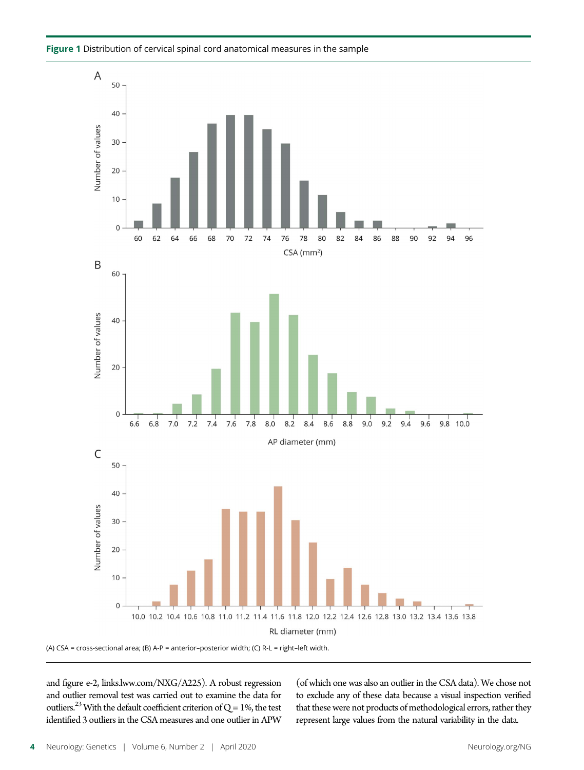**Figure 1** Distribution of cervical spinal cord anatomical measures in the sample

(A) CSA = cross-sectional area; (B) A-P = anterior–posterior width; (C) R-L = right–left width.

and figure e-2, links.lww.com/NXG/A225). A robust regression and outlier removal test was carried out to examine the data for outliers.[23] With the default coefficient criterion of Q = 1%, the test identified 3 outliers in the CSA measures and one outlier in APW (of which one was also an outlier in the CSA data). We chose not to exclude any of these data because a visual inspection verified that these were not products of methodological errors, rather they represent large values from the natural variability in the data.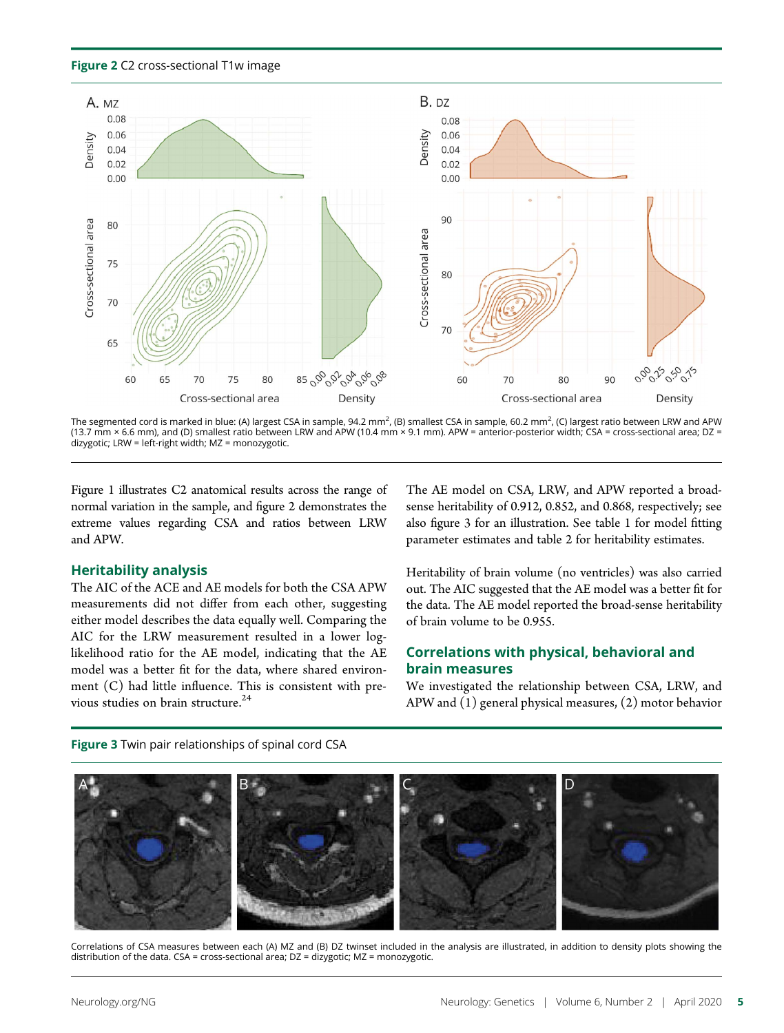**Figure 2** C2 cross-sectional T1w image

The segmented cord is marked in blue: (A) largest CSA in sample, 94.2 mm$^2$, (B) smallest CSA in sample, 60.2 mm$^2$, (C) largest ratio between LRW and APW (13.7 mm × 6.6 mm), and (D) smallest ratio between LRW and APW (10.4 mm × 9.1 mm). APW = anterior-posterior width; CSA = cross-sectional area; DZ = dizygotic; LRW = left-right width; MZ = monozygotic.

Figure 1 illustrates C2 anatomical results across the range of normal variation in the sample, and figure 2 demonstrates the extreme values regarding CSA and ratios between LRW and APW.

## Heritability analysis

The AIC of the ACE and AE models for both the CSA APW measurements did not differ from each other, suggesting either model describes the data equally well. Comparing the AIC for the LRW measurement resulted in a lower log-likelihood ratio for the AE model, indicating that the AE model was a better fit for the data, where shared environment (C) had little influence. This is consistent with previous studies on brain structure.[24]

The AE model on CSA, LRW, and APW reported a broad-sense heritability of 0.912, 0.852, and 0.868, respectively; see also figure 3 for an illustration. See table 1 for model fitting parameter estimates and table 2 for heritability estimates.

Heritability of brain volume (no ventricles) was also carried out. The AIC suggested that the AE model was a better fit for the data. The AE model reported the broad-sense heritability of brain volume to be 0.955.

## Correlations with physical, behavioral and brain measures

We investigated the relationship between CSA, LRW, and APW and (1) general physical measures, (2) motor behavior

**Figure 3** Twin pair relationships of spinal cord CSA

Correlations of CSA measures between each (A) MZ and (B) DZ twinset included in the analysis are illustrated, in addition to density plots showing the distribution of the data. CSA = cross-sectional area; DZ = dizygotic; MZ = monozygotic.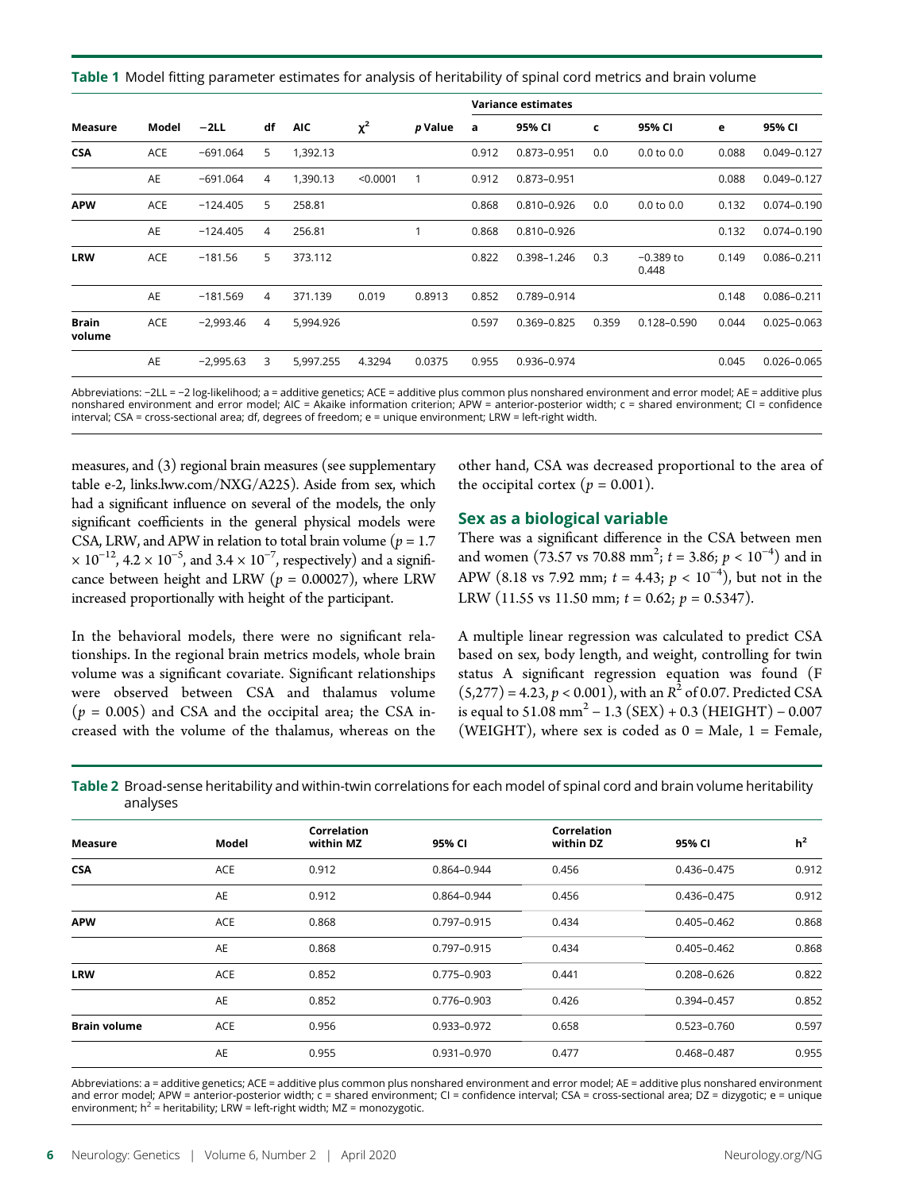**Table 1** Model fitting parameter estimates for analysis of heritability of spinal cord metrics and brain volume

| | | | | | | | Variance estimates | | | | | |
|---|---|---|---|---|---|---|---|---|---|---|---|---|
| Measure | Model | −2LL | df | AIC | $\chi^2$ | *p* Value | a | 95% CI | c | 95% CI | e | 95% CI |
| **CSA** | ACE | −691.064 | 5 | 1,392.13 | | | 0.912 | 0.873–0.951 | 0.0 | 0.0 to 0.0 | 0.088 | 0.049–0.127 |
| | AE | −691.064 | 4 | 1,390.13 | <0.0001 | 1 | 0.912 | 0.873–0.951 | | | 0.088 | 0.049–0.127 |
| **APW** | ACE | −124.405 | 5 | 258.81 | | | 0.868 | 0.810–0.926 | 0.0 | 0.0 to 0.0 | 0.132 | 0.074–0.190 |
| | AE | −124.405 | 4 | 256.81 | | 1 | 0.868 | 0.810–0.926 | | | 0.132 | 0.074–0.190 |
| **LRW** | ACE | −181.56 | 5 | 373.112 | | | 0.822 | 0.398–1.246 | 0.3 | −0.389 to 0.448 | 0.149 | 0.086–0.211 |
| | AE | −181.569 | 4 | 371.139 | 0.019 | 0.8913 | 0.852 | 0.789–0.914 | | | 0.148 | 0.086–0.211 |
| **Brain volume** | ACE | −2,993.46 | 4 | 5,994.926 | | | 0.597 | 0.369–0.825 | 0.359 | 0.128–0.590 | 0.044 | 0.025–0.063 |
| | AE | −2,995.63 | 3 | 5,997.255 | 4.3294 | 0.0375 | 0.955 | 0.936–0.974 | | | 0.045 | 0.026–0.065 |

Abbreviations: −2LL = −2 log-likelihood; a = additive genetics; ACE = additive plus common plus nonshared environment and error model; AE = additive plus nonshared environment and error model; AIC = Akaike information criterion; APW = anterior-posterior width; c = shared environment; CI = confidence interval; CSA = cross-sectional area; df, degrees of freedom; e = unique environment; LRW = left-right width.

measures, and (3) regional brain measures (see supplementary table e-2, links.lww.com/NXG/A225). Aside from sex, which had a significant influence on several of the models, the only significant coefficients in the general physical models were CSA, LRW, and APW in relation to total brain volume ($p = 1.7 \times 10^{-12}$, $4.2 \times 10^{-5}$, and $3.4 \times 10^{-7}$, respectively) and a significance between height and LRW ($p = 0.00027$), where LRW increased proportionally with height of the participant.

In the behavioral models, there were no significant relationships. In the regional brain metrics models, whole brain volume was a significant covariate. Significant relationships were observed between CSA and thalamus volume ($p = 0.005$) and CSA and the occipital area; the CSA increased with the volume of the thalamus, whereas on the other hand, CSA was decreased proportional to the area of the occipital cortex ($p = 0.001$).

## Sex as a biological variable

There was a significant difference in the CSA between men and women (73.57 vs 70.88 $mm^2$; $t = 3.86$; $p < 10^{-4}$) and in APW (8.18 vs 7.92 mm; $t = 4.43$; $p < 10^{-4}$), but not in the LRW (11.55 vs 11.50 mm; $t = 0.62$; $p = 0.5347$).

A multiple linear regression was calculated to predict CSA based on sex, body length, and weight, controlling for twin status A significant regression equation was found ($F(5,277) = 4.23$, $p < 0.001$), with an $R^2$ of 0.07. Predicted CSA is equal to 51.08 $mm^2$ − 1.3 (SEX) + 0.3 (HEIGHT) − 0.007 (WEIGHT), where sex is coded as 0 = Male, 1 = Female,

**Table 2** Broad-sense heritability and within-twin correlations for each model of spinal cord and brain volume heritability analyses

| Measure | Model | Correlation within MZ | 95% CI | Correlation within DZ | 95% CI | $h^2$ |
|---|---|---|---|---|---|---|
| **CSA** | ACE | 0.912 | 0.864–0.944 | 0.456 | 0.436–0.475 | 0.912 |
| | AE | 0.912 | 0.864–0.944 | 0.456 | 0.436–0.475 | 0.912 |
| **APW** | ACE | 0.868 | 0.797–0.915 | 0.434 | 0.405–0.462 | 0.868 |
| | AE | 0.868 | 0.797–0.915 | 0.434 | 0.405–0.462 | 0.868 |
| **LRW** | ACE | 0.852 | 0.775–0.903 | 0.441 | 0.208–0.626 | 0.822 |
| | AE | 0.852 | 0.776–0.903 | 0.426 | 0.394–0.457 | 0.852 |
| **Brain volume** | ACE | 0.956 | 0.933–0.972 | 0.658 | 0.523–0.760 | 0.597 |
| | AE | 0.955 | 0.931–0.970 | 0.477 | 0.468–0.487 | 0.955 |

Abbreviations: a = additive genetics; ACE = additive plus common plus nonshared environment and error model; AE = additive plus nonshared environment and error model; APW = anterior-posterior width; c = shared environment; CI = confidence interval; CSA = cross-sectional area; DZ = dizygotic; e = unique environment; $h^2$ = heritability; LRW = left-right width; MZ = monozygotic.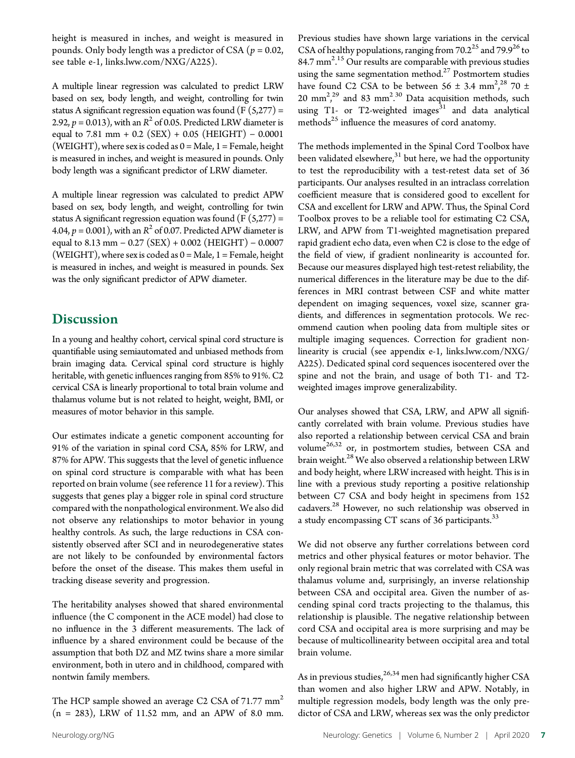height is measured in inches, and weight is measured in pounds. Only body length was a predictor of CSA ($p = 0.02$, see table e-1, links.lww.com/NXG/A225).

A multiple linear regression was calculated to predict LRW based on sex, body length, and weight, controlling for twin status A significant regression equation was found ($F(5,277) = 2.92$, $p = 0.013$), with an $R^2$ of 0.05. Predicted LRW diameter is equal to 7.81 mm + 0.2 (SEX) + 0.05 (HEIGHT) − 0.0001 (WEIGHT), where sex is coded as 0 = Male, 1 = Female, height is measured in inches, and weight is measured in pounds. Only body length was a significant predictor of LRW diameter.

A multiple linear regression was calculated to predict APW based on sex, body length, and weight, controlling for twin status A significant regression equation was found ($F(5,277) = 4.04$, $p = 0.001$), with an $R^2$ of 0.07. Predicted APW diameter is equal to 8.13 mm − 0.27 (SEX) + 0.002 (HEIGHT) − 0.0007 (WEIGHT), where sex is coded as 0 = Male, 1 = Female, height is measured in inches, and weight is measured in pounds. Sex was the only significant predictor of APW diameter.

## Discussion

In a young and healthy cohort, cervical spinal cord structure is quantifiable using semiautomated and unbiased methods from brain imaging data. Cervical spinal cord structure is highly heritable, with genetic influences ranging from 85% to 91%. C2 cervical CSA is linearly proportional to total brain volume and thalamus volume but is not related to height, weight, BMI, or measures of motor behavior in this sample.

Our estimates indicate a genetic component accounting for 91% of the variation in spinal cord CSA, 85% for LRW, and 87% for APW. This suggests that the level of genetic influence on spinal cord structure is comparable with what has been reported on brain volume (see reference 11 for a review). This suggests that genes play a bigger role in spinal cord structure compared with the nonpathological environment. We also did not observe any relationships to motor behavior in young healthy controls. As such, the large reductions in CSA consistently observed after SCI and in neurodegenerative states are not likely to be confounded by environmental factors before the onset of the disease. This makes them useful in tracking disease severity and progression.

The heritability analyses showed that shared environmental influence (the C component in the ACE model) had close to no influence in the 3 different measurements. The lack of influence by a shared environment could be because of the assumption that both DZ and MZ twins share a more similar environment, both in utero and in childhood, compared with nontwin family members.

The HCP sample showed an average C2 CSA of 71.77 $mm^2$ (n = 283), LRW of 11.52 mm, and an APW of 8.0 mm. Previous studies have shown large variations in the cervical CSA of healthy populations, ranging from 70.2[25] and 79.9[26] to 84.7 $mm^2$.[15] Our results are comparable with previous studies using the same segmentation method.[27] Postmortem studies have found C2 CSA to be between 56 ± 3.4 $mm^2$,[28] 70 ± 20 $mm^2$,[29] and 83 $mm^2$.[30] Data acquisition methods, such using T1- or T2-weighted images[31] and data analytical methods[25] influence the measures of cord anatomy.

The methods implemented in the Spinal Cord Toolbox have been validated elsewhere,[31] but here, we had the opportunity to test the reproducibility with a test-retest data set of 36 participants. Our analyses resulted in an intraclass correlation coefficient measure that is considered good to excellent for CSA and excellent for LRW and APW. Thus, the Spinal Cord Toolbox proves to be a reliable tool for estimating C2 CSA, LRW, and APW from T1-weighted magnetisation prepared rapid gradient echo data, even when C2 is close to the edge of the field of view, if gradient nonlinearity is accounted for. Because our measures displayed high test-retest reliability, the numerical differences in the literature may be due to the differences in MRI contrast between CSF and white matter dependent on imaging sequences, voxel size, scanner gradients, and differences in segmentation protocols. We recommend caution when pooling data from multiple sites or multiple imaging sequences. Correction for gradient nonlinearity is crucial (see appendix e-1, links.lww.com/NXG/A225). Dedicated spinal cord sequences isocentered over the spine and not the brain, and usage of both T1- and T2-weighted images improve generalizability.

Our analyses showed that CSA, LRW, and APW all significantly correlated with brain volume. Previous studies have also reported a relationship between cervical CSA and brain volume[26,32] or, in postmortem studies, between CSA and brain weight.[28] We also observed a relationship between LRW and body height, where LRW increased with height. This is in line with a previous study reporting a positive relationship between C7 CSA and body height in specimens from 152 cadavers.[28] However, no such relationship was observed in a study encompassing CT scans of 36 participants.[33]

We did not observe any further correlations between cord metrics and other physical features or motor behavior. The only regional brain metric that was correlated with CSA was thalamus volume and, surprisingly, an inverse relationship between CSA and occipital area. Given the number of ascending spinal cord tracts projecting to the thalamus, this relationship is plausible. The negative relationship between cord CSA and occipital area is more surprising and may be because of multicollinearity between occipital area and total brain volume.

As in previous studies,[26,34] men had significantly higher CSA than women and also higher LRW and APW. Notably, in multiple regression models, body length was the only predictor of CSA and LRW, whereas sex was the only predictor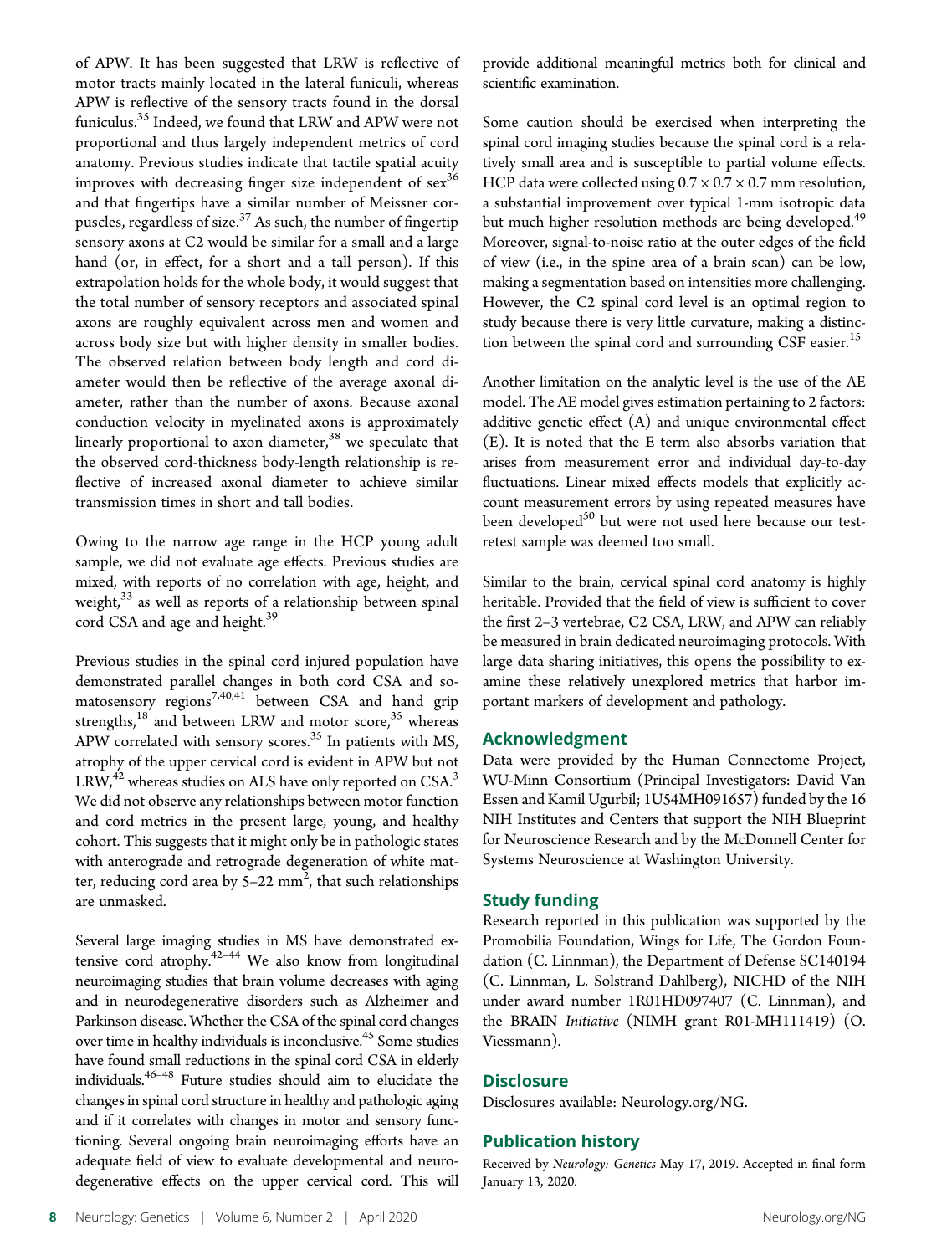of APW. It has been suggested that LRW is reflective of motor tracts mainly located in the lateral funiculi, whereas APW is reflective of the sensory tracts found in the dorsal funiculus.[35] Indeed, we found that LRW and APW were not proportional and thus largely independent metrics of cord anatomy. Previous studies indicate that tactile spatial acuity improves with decreasing finger size independent of sex[36] and that fingertips have a similar number of Meissner corpuscles, regardless of size.[37] As such, the number of fingertip sensory axons at C2 would be similar for a small and a large hand (or, in effect, for a short and a tall person). If this extrapolation holds for the whole body, it would suggest that the total number of sensory receptors and associated spinal axons are roughly equivalent across men and women and across body size but with higher density in smaller bodies. The observed relation between body length and cord diameter would then be reflective of the average axonal diameter, rather than the number of axons. Because axonal conduction velocity in myelinated axons is approximately linearly proportional to axon diameter,[38] we speculate that the observed cord-thickness body-length relationship is reflective of increased axonal diameter to achieve similar transmission times in short and tall bodies.

Owing to the narrow age range in the HCP young adult sample, we did not evaluate age effects. Previous studies are mixed, with reports of no correlation with age, height, and weight,[33] as well as reports of a relationship between spinal cord CSA and age and height.[39]

Previous studies in the spinal cord injured population have demonstrated parallel changes in both cord CSA and somatosensory regions[7,40,41] between CSA and hand grip strengths,[18] and between LRW and motor score,[35] whereas APW correlated with sensory scores.[35] In patients with MS, atrophy of the upper cervical cord is evident in APW but not LRW,[42] whereas studies on ALS have only reported on CSA.[3] We did not observe any relationships between motor function and cord metrics in the present large, young, and healthy cohort. This suggests that it might only be in pathologic states with anterograde and retrograde degeneration of white matter, reducing cord area by 5–22 $mm^2$, that such relationships are unmasked.

Several large imaging studies in MS have demonstrated extensive cord atrophy.[42–44] We also know from longitudinal neuroimaging studies that brain volume decreases with aging and in neurodegenerative disorders such as Alzheimer and Parkinson disease. Whether the CSA of the spinal cord changes over time in healthy individuals is inconclusive.[45] Some studies have found small reductions in the spinal cord CSA in elderly individuals.[46–48] Future studies should aim to elucidate the changes in spinal cord structure in healthy and pathologic aging and if it correlates with changes in motor and sensory functioning. Several ongoing brain neuroimaging efforts have an adequate field of view to evaluate developmental and neurodegenerative effects on the upper cervical cord. This will provide additional meaningful metrics both for clinical and scientific examination.

Some caution should be exercised when interpreting the spinal cord imaging studies because the spinal cord is a relatively small area and is susceptible to partial volume effects. HCP data were collected using $0.7 \times 0.7 \times 0.7$ mm resolution, a substantial improvement over typical 1-mm isotropic data but much higher resolution methods are being developed.[49] Moreover, signal-to-noise ratio at the outer edges of the field of view (i.e., in the spine area of a brain scan) can be low, making a segmentation based on intensities more challenging. However, the C2 spinal cord level is an optimal region to study because there is very little curvature, making a distinction between the spinal cord and surrounding CSF easier.[15]

Another limitation on the analytic level is the use of the AE model. The AE model gives estimation pertaining to 2 factors: additive genetic effect (A) and unique environmental effect (E). It is noted that the E term also absorbs variation that arises from measurement error and individual day-to-day fluctuations. Linear mixed effects models that explicitly account measurement errors by using repeated measures have been developed[50] but were not used here because our test-retest sample was deemed too small.

Similar to the brain, cervical spinal cord anatomy is highly heritable. Provided that the field of view is sufficient to cover the first 2–3 vertebrae, C2 CSA, LRW, and APW can reliably be measured in brain dedicated neuroimaging protocols. With large data sharing initiatives, this opens the possibility to examine these relatively unexplored metrics that harbor important markers of development and pathology.

## Acknowledgment

Data were provided by the Human Connectome Project, WU-Minn Consortium (Principal Investigators: David Van Essen and Kamil Ugurbil; 1U54MH091657) funded by the 16 NIH Institutes and Centers that support the NIH Blueprint for Neuroscience Research and by the McDonnell Center for Systems Neuroscience at Washington University.

## Study funding

Research reported in this publication was supported by the Promobilia Foundation, Wings for Life, The Gordon Foundation (C. Linnman), the Department of Defense SC140194 (C. Linnman, L. Solstrand Dahlberg), NICHD of the NIH under award number 1R01HD097407 (C. Linnman), and the BRAIN *Initiative* (NIMH grant R01-MH111419) (O. Viessmann).

## Disclosure

Disclosures available: Neurology.org/NG.

## Publication history

Received by *Neurology: Genetics* May 17, 2019. Accepted in final form January 13, 2020.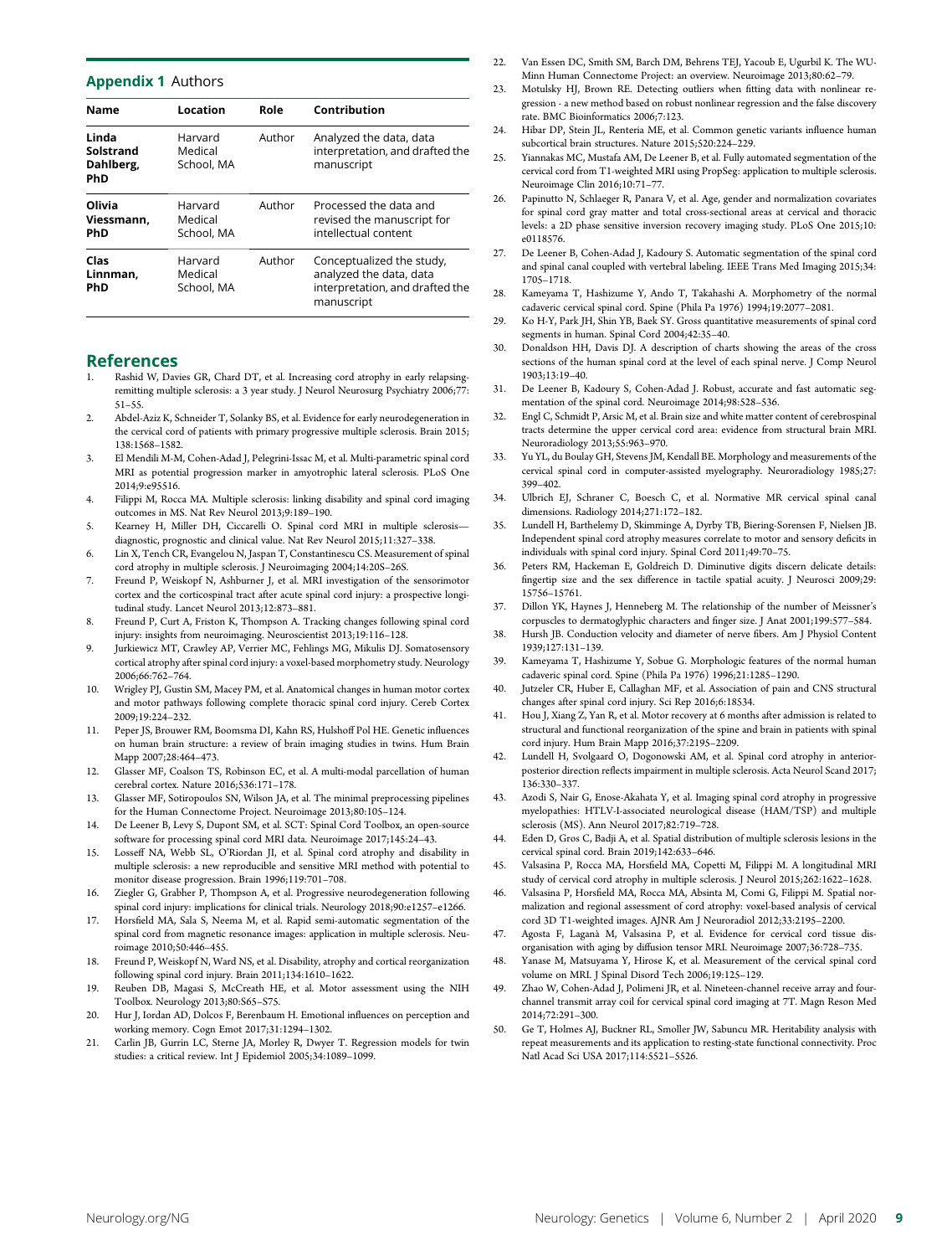## Appendix 1 Authors

| Name | Location | Role | Contribution |
|---|---|---|---|
| **Linda Solstrand Dahlberg, PhD** | Harvard Medical School, MA | Author | Analyzed the data, data interpretation, and drafted the manuscript |
| **Olivia Viessmann, PhD** | Harvard Medical School, MA | Author | Processed the data and revised the manuscript for intellectual content |
| **Clas Linnman, PhD** | Harvard Medical School, MA | Author | Conceptualized the study, analyzed the data, data interpretation, and drafted the manuscript |

## References

1. Rashid W, Davies GR, Chard DT, et al. Increasing cord atrophy in early relapsing-remitting multiple sclerosis: a 3 year study. J Neurol Neurosurg Psychiatry 2006;77:51–55.
2. Abdel-Aziz K, Schneider T, Solanky BS, et al. Evidence for early neurodegeneration in the cervical cord of patients with primary progressive multiple sclerosis. Brain 2015;138:1568–1582.
3. El Mendili M-M, Cohen-Adad J, Pelegrini-Issac M, et al. Multi-parametric spinal cord MRI as potential progression marker in amyotrophic lateral sclerosis. PLoS One 2014;9:e95516.
4. Filippi M, Rocca MA. Multiple sclerosis: linking disability and spinal cord imaging outcomes in MS. Nat Rev Neurol 2013;9:189–190.
5. Kearney H, Miller DH, Ciccarelli O. Spinal cord MRI in multiple sclerosis—diagnostic, prognostic and clinical value. Nat Rev Neurol 2015;11:327–338.
6. Lin X, Tench CR, Evangelou N, Jaspan T, Constantinescu CS. Measurement of spinal cord atrophy in multiple sclerosis. J Neuroimaging 2004;14:20S–26S.
7. Freund P, Weiskopf N, Ashburner J, et al. MRI investigation of the sensorimotor cortex and the corticospinal tract after acute spinal cord injury: a prospective longitudinal study. Lancet Neurol 2013;12:873–881.
8. Freund P, Curt A, Friston K, Thompson A. Tracking changes following spinal cord injury: insights from neuroimaging. Neuroscientist 2013;19:116–128.
9. Jurkiewicz MT, Crawley AP, Verrier MC, Fehlings MG, Mikulis DJ. Somatosensory cortical atrophy after spinal cord injury: a voxel-based morphometry study. Neurology 2006;66:762–764.
10. Wrigley PJ, Gustin SM, Macey PM, et al. Anatomical changes in human motor cortex and motor pathways following complete thoracic spinal cord injury. Cereb Cortex 2009;19:224–232.
11. Peper JS, Brouwer RM, Boomsma DI, Kahn RS, Hulshoff Pol HE. Genetic influences on human brain structure: a review of brain imaging studies in twins. Hum Brain Mapp 2007;28:464–473.
12. Glasser MF, Coalson TS, Robinson EC, et al. A multi-modal parcellation of human cerebral cortex. Nature 2016;536:171–178.
13. Glasser MF, Sotiropoulos SN, Wilson JA, et al. The minimal preprocessing pipelines for the Human Connectome Project. Neuroimage 2013;80:105–124.
14. De Leener B, Levy S, Dupont SM, et al. SCT: Spinal Cord Toolbox, an open-source software for processing spinal cord MRI data. Neuroimage 2017;145:24–43.
15. Losseff NA, Webb SL, O'Riordan JI, et al. Spinal cord atrophy and disability in multiple sclerosis: a new reproducible and sensitive MRI method with potential to monitor disease progression. Brain 1996;119:701–708.
16. Ziegler G, Grabher P, Thompson A, et al. Progressive neurodegeneration following spinal cord injury: implications for clinical trials. Neurology 2018;90:e1257–e1266.
17. Horsfield MA, Sala S, Neema M, et al. Rapid semi-automatic segmentation of the spinal cord from magnetic resonance images: application in multiple sclerosis. Neuroimage 2010;50:446–455.
18. Freund P, Weiskopf N, Ward NS, et al. Disability, atrophy and cortical reorganization following spinal cord injury. Brain 2011;134:1610–1622.
19. Reuben DB, Magasi S, McCreath HE, et al. Motor assessment using the NIH Toolbox. Neurology 2013;80:S65–S75.
20. Hur J, Iordan AD, Dolcos F, Berenbaum H. Emotional influences on perception and working memory. Cogn Emot 2017;31:1294–1302.
21. Carlin JB, Gurrin LC, Sterne JA, Morley R, Dwyer T. Regression models for twin studies: a critical review. Int J Epidemiol 2005;34:1089–1099.
22. Van Essen DC, Smith SM, Barch DM, Behrens TEJ, Yacoub E, Ugurbil K. The WU-Minn Human Connectome Project: an overview. Neuroimage 2013;80:62–79.
23. Motulsky HJ, Brown RE. Detecting outliers when fitting data with nonlinear regression - a new method based on robust nonlinear regression and the false discovery rate. BMC Bioinformatics 2006;7:123.
24. Hibar DP, Stein JL, Renteria ME, et al. Common genetic variants influence human subcortical brain structures. Nature 2015;520:224–229.
25. Yiannakas MC, Mustafa AM, De Leener B, et al. Fully automated segmentation of the cervical cord from T1-weighted MRI using PropSeg: application to multiple sclerosis. Neuroimage Clin 2016;10:71–77.
26. Papinutto N, Schlaeger R, Panara V, et al. Age, gender and normalization covariates for spinal cord gray matter and total cross-sectional areas at cervical and thoracic levels: a 2D phase sensitive inversion recovery imaging study. PLoS One 2015;10:e0118576.
27. De Leener B, Cohen-Adad J, Kadoury S. Automatic segmentation of the spinal cord and spinal canal coupled with vertebral labeling. IEEE Trans Med Imaging 2015;34:1705–1718.
28. Kameyama T, Hashizume Y, Ando T, Takahashi A. Morphometry of the normal cadaveric cervical spinal cord. Spine (Phila Pa 1976) 1994;19:2077–2081.
29. Ko H-Y, Park JH, Shin YB, Baek SY. Gross quantitative measurements of spinal cord segments in human. Spinal Cord 2004;42:35–40.
30. Donaldson HH, Davis DJ. A description of charts showing the areas of the cross sections of the human spinal cord at the level of each spinal nerve. J Comp Neurol 1903;13:19–40.
31. De Leener B, Kadoury S, Cohen-Adad J. Robust, accurate and fast automatic segmentation of the spinal cord. Neuroimage 2014;98:528–536.
32. Engl C, Schmidt P, Arsic M, et al. Brain size and white matter content of cerebrospinal tracts determine the upper cervical cord area: evidence from structural brain MRI. Neuroradiology 2013;55:963–970.
33. Yu YL, du Boulay GH, Stevens JM, Kendall BE. Morphology and measurements of the cervical spinal cord in computer-assisted myelography. Neuroradiology 1985;27:399–402.
34. Ulbrich EJ, Schraner C, Boesch C, et al. Normative MR cervical spinal canal dimensions. Radiology 2014;271:172–182.
35. Lundell H, Barthelemy D, Skimminge A, Dyrby TB, Biering-Sorensen F, Nielsen JB. Independent spinal cord atrophy measures correlate to motor and sensory deficits in individuals with spinal cord injury. Spinal Cord 2011;49:70–75.
36. Peters RM, Hackeman E, Goldreich D. Diminutive digits discern delicate details: fingertip size and the sex difference in tactile spatial acuity. J Neurosci 2009;29:15756–15761.
37. Dillon YK, Haynes J, Henneberg M. The relationship of the number of Meissner's corpuscles to dermatoglyphic characters and finger size. J Anat 2001;199:577–584.
38. Hursh JB. Conduction velocity and diameter of nerve fibers. Am J Physiol Content 1939;127:131–139.
39. Kameyama T, Hashizume Y, Sobue G. Morphologic features of the normal human cadaveric spinal cord. Spine (Phila Pa 1976) 1996;21:1285–1290.
40. Jutzeler CR, Huber E, Callaghan MF, et al. Association of pain and CNS structural changes after spinal cord injury. Sci Rep 2016;6:18534.
41. Hou J, Xiang Z, Yan R, et al. Motor recovery at 6 months after admission is related to structural and functional reorganization of the spine and brain in patients with spinal cord injury. Hum Brain Mapp 2016;37:2195–2209.
42. Lundell H, Svolgaard O, Dogonowski AM, et al. Spinal cord atrophy in anterior-posterior direction reflects impairment in multiple sclerosis. Acta Neurol Scand 2017;136:330–337.
43. Azodi S, Nair G, Enose-Akahata Y, et al. Imaging spinal cord atrophy in progressive myelopathies: HTLV-I-associated neurological disease (HAM/TSP) and multiple sclerosis (MS). Ann Neurol 2017;82:719–728.
44. Eden D, Gros C, Badji A, et al. Spatial distribution of multiple sclerosis lesions in the cervical spinal cord. Brain 2019;142:633–646.
45. Valsasina P, Rocca MA, Horsfield MA, Copetti M, Filippi M. A longitudinal MRI study of cervical cord atrophy in multiple sclerosis. J Neurol 2015;262:1622–1628.
46. Valsasina P, Horsfield MA, Rocca MA, Absinta M, Comi G, Filippi M. Spatial normalization and regional assessment of cord atrophy: voxel-based analysis of cervical cord 3D T1-weighted images. AJNR Am J Neuroradiol 2012;33:2195–2200.
47. Agosta F, Laganà M, Valsasina P, et al. Evidence for cervical cord tissue disorganisation with aging by diffusion tensor MRI. Neuroimage 2007;36:728–735.
48. Yanase M, Matsuyama Y, Hirose K, et al. Measurement of the cervical spinal cord volume on MRI. J Spinal Disord Tech 2006;19:125–129.
49. Zhao W, Cohen-Adad J, Polimeni JR, et al. Nineteen-channel receive array and four-channel transmit array coil for cervical spinal cord imaging at 7T. Magn Reson Med 2014;72:291–300.
50. Ge T, Holmes AJ, Buckner RL, Smoller JW, Sabuncu MR. Heritability analysis with repeat measurements and its application to resting-state functional connectivity. Proc Natl Acad Sci USA 2017;114:5521–5526.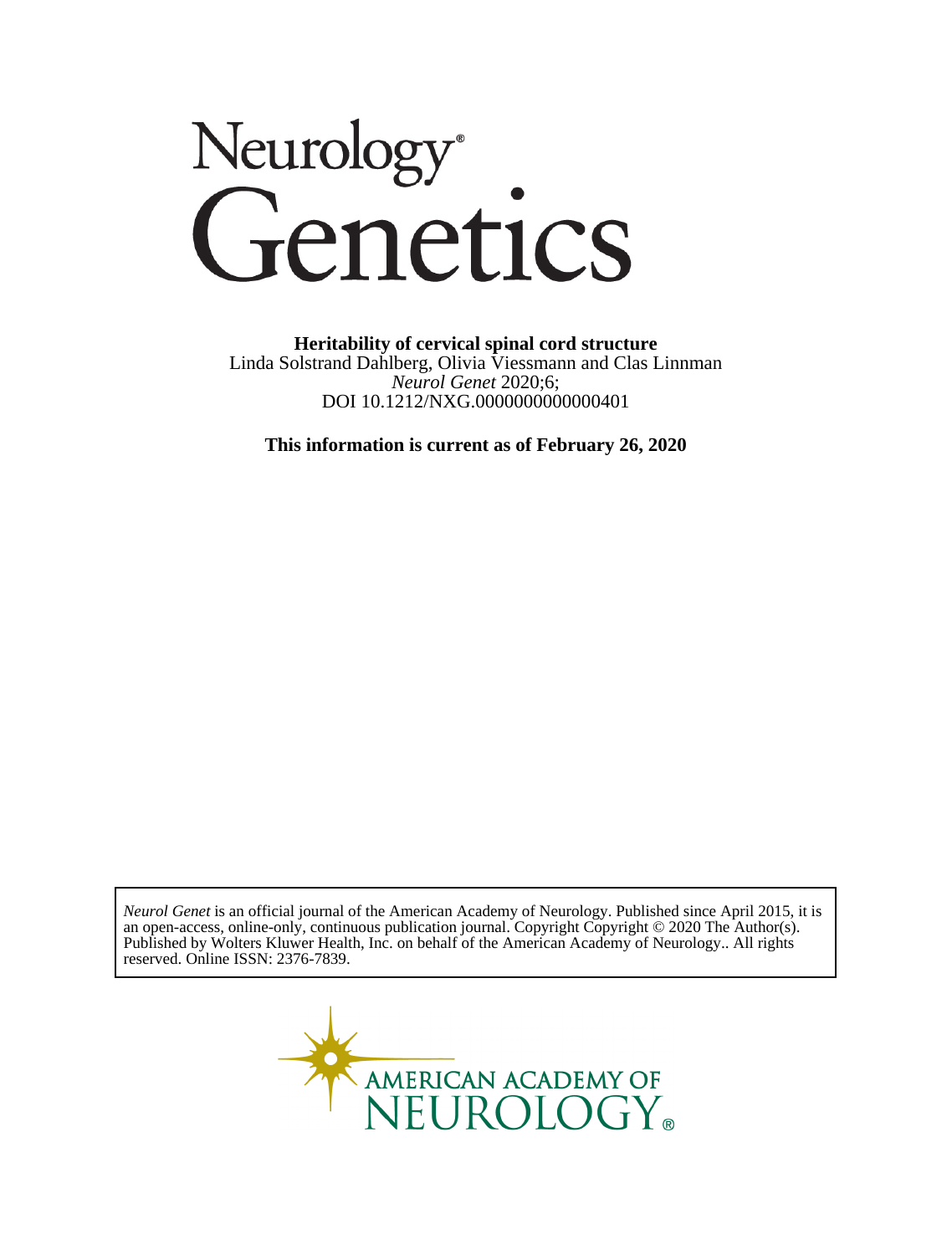# Neurology® Genetics

**Heritability of cervical spinal cord structure**

Linda Solstrand Dahlberg, Olivia Viessmann and Clas Linnman

*Neurol Genet* 2020;6;

DOI 10.1212/NXG.0000000000000401

**This information is current as of February 26, 2020**

*Neurol Genet* is an official journal of the American Academy of Neurology. Published since April 2015, it is an open-access, online-only, continuous publication journal. Copyright Copyright © 2020 The Author(s). Published by Wolters Kluwer Health, Inc. on behalf of the American Academy of Neurology.. All rights reserved. Online ISSN: 2376-7839.

AMERICAN ACADEMY OF NEUROLOGY®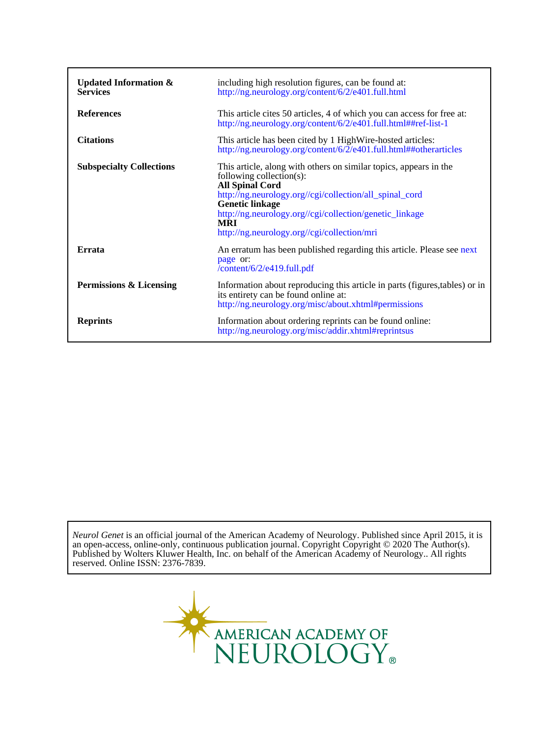| | |
|---|---|
| **Updated Information & Services** | including high resolution figures, can be found at: http://ng.neurology.org/content/6/2/e401.full.html |
| **References** | This article cites 50 articles, 4 of which you can access for free at: http://ng.neurology.org/content/6/2/e401.full.html##ref-list-1 |
| **Citations** | This article has been cited by 1 HighWire-hosted articles: http://ng.neurology.org/content/6/2/e401.full.html##otherarticles |
| **Subspecialty Collections** | This article, along with others on similar topics, appears in the following collection(s): **All Spinal Cord** http://ng.neurology.org//cgi/collection/all_spinal_cord **Genetic linkage** http://ng.neurology.org//cgi/collection/genetic_linkage **MRI** http://ng.neurology.org//cgi/collection/mri |
| **Errata** | An erratum has been published regarding this article. Please see next page or: /content/6/2/e419.full.pdf |
| **Permissions & Licensing** | Information about reproducing this article in parts (figures,tables) or in its entirety can be found online at: http://ng.neurology.org/misc/about.xhtml#permissions |
| **Reprints** | Information about ordering reprints can be found online: http://ng.neurology.org/misc/addir.xhtml#reprintsus |

*Neurol Genet* is an official journal of the American Academy of Neurology. Published since April 2015, it is an open-access, online-only, continuous publication journal. Copyright Copyright © 2020 The Author(s). Published by Wolters Kluwer Health, Inc. on behalf of the American Academy of Neurology.. All rights reserved. Online ISSN: 2376-7839.

AMERICAN ACADEMY OF NEUROLOGY®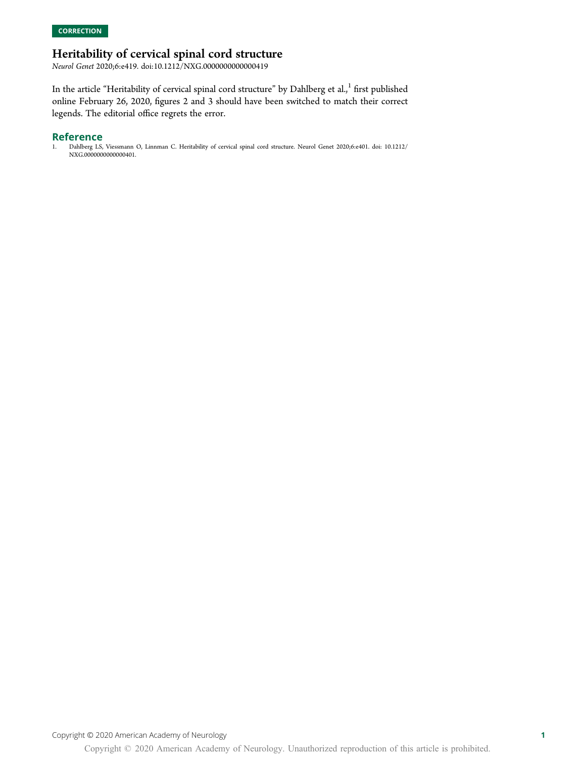CORRECTION

# Heritability of cervical spinal cord structure

*Neurol Genet* 2020;6:e419. doi:10.1212/NXG.0000000000000419

In the article "Heritability of cervical spinal cord structure" by Dahlberg et al.,[1] first published online February 26, 2020, figures 2 and 3 should have been switched to match their correct legends. The editorial office regrets the error.

## Reference

1. Dahlberg LS, Viessmann O, Linnman C. Heritability of cervical spinal cord structure. Neurol Genet 2020;6:e401. doi: 10.1212/NXG.0000000000000401.